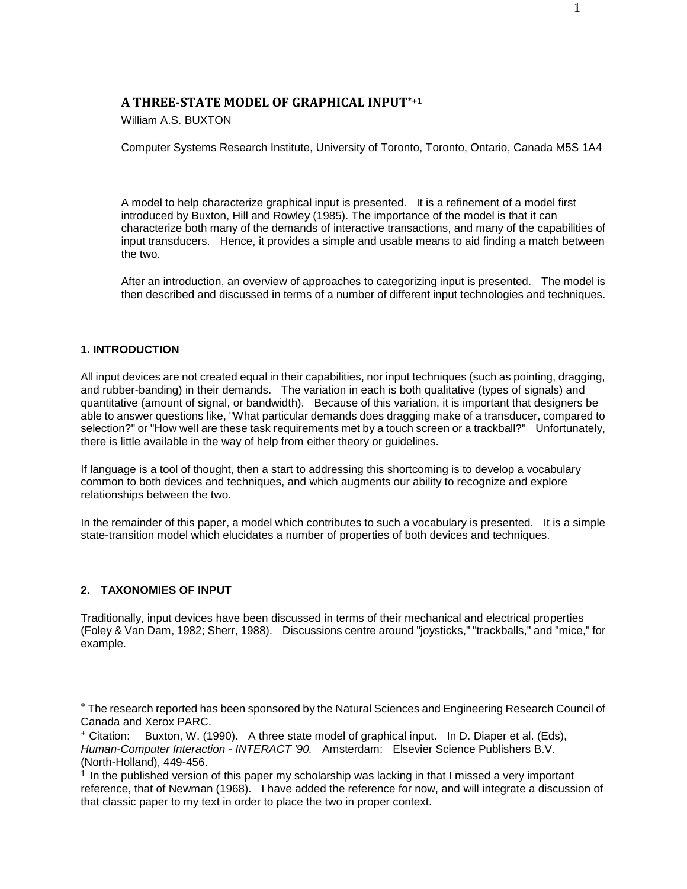# A THREE-STATE MODEL OF GRAPHICAL INPUT[*+1]

William A.S. BUXTON

Computer Systems Research Institute, University of Toronto, Toronto, Ontario, Canada M5S 1A4

A model to help characterize graphical input is presented. It is a refinement of a model first introduced by Buxton, Hill and Rowley (1985). The importance of the model is that it can characterize both many of the demands of interactive transactions, and many of the capabilities of input transducers. Hence, it provides a simple and usable means to aid finding a match between the two.

After an introduction, an overview of approaches to categorizing input is presented. The model is then described and discussed in terms of a number of different input technologies and techniques.

## 1. INTRODUCTION

All input devices are not created equal in their capabilities, nor input techniques (such as pointing, dragging, and rubber-banding) in their demands. The variation in each is both qualitative (types of signals) and quantitative (amount of signal, or bandwidth). Because of this variation, it is important that designers be able to answer questions like, "What particular demands does dragging make of a transducer, compared to selection?" or "How well are these task requirements met by a touch screen or a trackball?" Unfortunately, there is little available in the way of help from either theory or guidelines.

If language is a tool of thought, then a start to addressing this shortcoming is to develop a vocabulary common to both devices and techniques, and which augments our ability to recognize and explore relationships between the two.

In the remainder of this paper, a model which contributes to such a vocabulary is presented. It is a simple state-transition model which elucidates a number of properties of both devices and techniques.

## 2. TAXONOMIES OF INPUT

Traditionally, input devices have been discussed in terms of their mechanical and electrical properties (Foley & Van Dam, 1982; Sherr, 1988). Discussions centre around "joysticks," "trackballs," and "mice," for example.

---

[*] The research reported has been sponsored by the Natural Sciences and Engineering Research Council of Canada and Xerox PARC.

[+] Citation: Buxton, W. (1990). A three state model of graphical input. In D. Diaper et al. (Eds), *Human-Computer Interaction - INTERACT '90.* Amsterdam: Elsevier Science Publishers B.V. (North-Holland), 449-456.

[1] In the published version of this paper my scholarship was lacking in that I missed a very important reference, that of Newman (1968). I have added the reference for now, and will integrate a discussion of that classic paper to my text in order to place the two in proper context.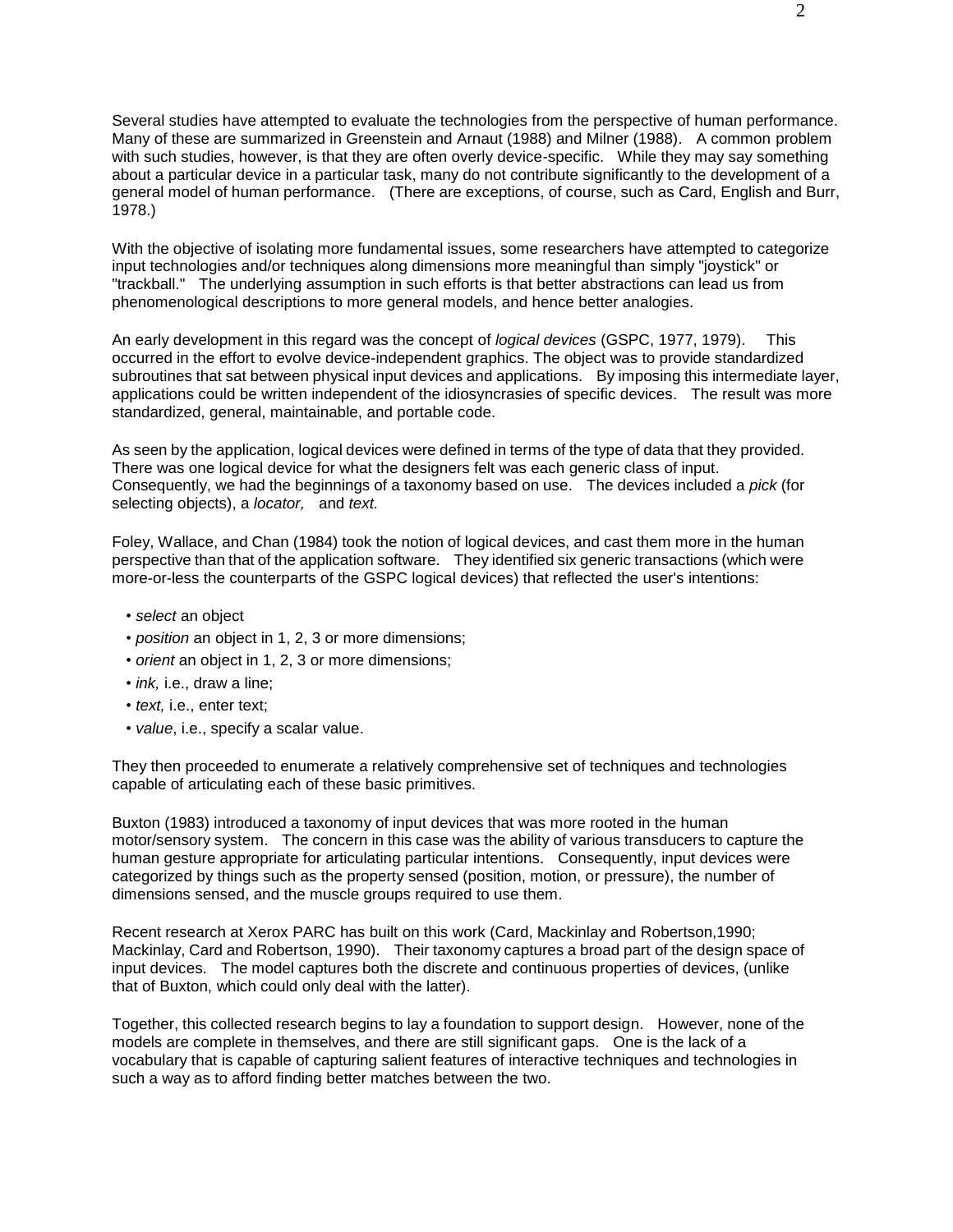Several studies have attempted to evaluate the technologies from the perspective of human performance. Many of these are summarized in Greenstein and Arnaut (1988) and Milner (1988). A common problem with such studies, however, is that they are often overly device-specific. While they may say something about a particular device in a particular task, many do not contribute significantly to the development of a general model of human performance. (There are exceptions, of course, such as Card, English and Burr, 1978.)

With the objective of isolating more fundamental issues, some researchers have attempted to categorize input technologies and/or techniques along dimensions more meaningful than simply "joystick" or "trackball." The underlying assumption in such efforts is that better abstractions can lead us from phenomenological descriptions to more general models, and hence better analogies.

An early development in this regard was the concept of *logical devices* (GSPC, 1977, 1979). This occurred in the effort to evolve device-independent graphics. The object was to provide standardized subroutines that sat between physical input devices and applications. By imposing this intermediate layer, applications could be written independent of the idiosyncrasies of specific devices. The result was more standardized, general, maintainable, and portable code.

As seen by the application, logical devices were defined in terms of the type of data that they provided. There was one logical device for what the designers felt was each generic class of input. Consequently, we had the beginnings of a taxonomy based on use. The devices included a *pick* (for selecting objects), a *locator,* and *text.*

Foley, Wallace, and Chan (1984) took the notion of logical devices, and cast them more in the human perspective than that of the application software. They identified six generic transactions (which were more-or-less the counterparts of the GSPC logical devices) that reflected the user's intentions:

- *select* an object
- *position* an object in 1, 2, 3 or more dimensions;
- *orient* an object in 1, 2, 3 or more dimensions;
- *ink,* i.e., draw a line;
- *text,* i.e., enter text;
- *value*, i.e., specify a scalar value.

They then proceeded to enumerate a relatively comprehensive set of techniques and technologies capable of articulating each of these basic primitives.

Buxton (1983) introduced a taxonomy of input devices that was more rooted in the human motor/sensory system. The concern in this case was the ability of various transducers to capture the human gesture appropriate for articulating particular intentions. Consequently, input devices were categorized by things such as the property sensed (position, motion, or pressure), the number of dimensions sensed, and the muscle groups required to use them.

Recent research at Xerox PARC has built on this work (Card, Mackinlay and Robertson,1990; Mackinlay, Card and Robertson, 1990). Their taxonomy captures a broad part of the design space of input devices. The model captures both the discrete and continuous properties of devices, (unlike that of Buxton, which could only deal with the latter).

Together, this collected research begins to lay a foundation to support design. However, none of the models are complete in themselves, and there are still significant gaps. One is the lack of a vocabulary that is capable of capturing salient features of interactive techniques and technologies in such a way as to afford finding better matches between the two.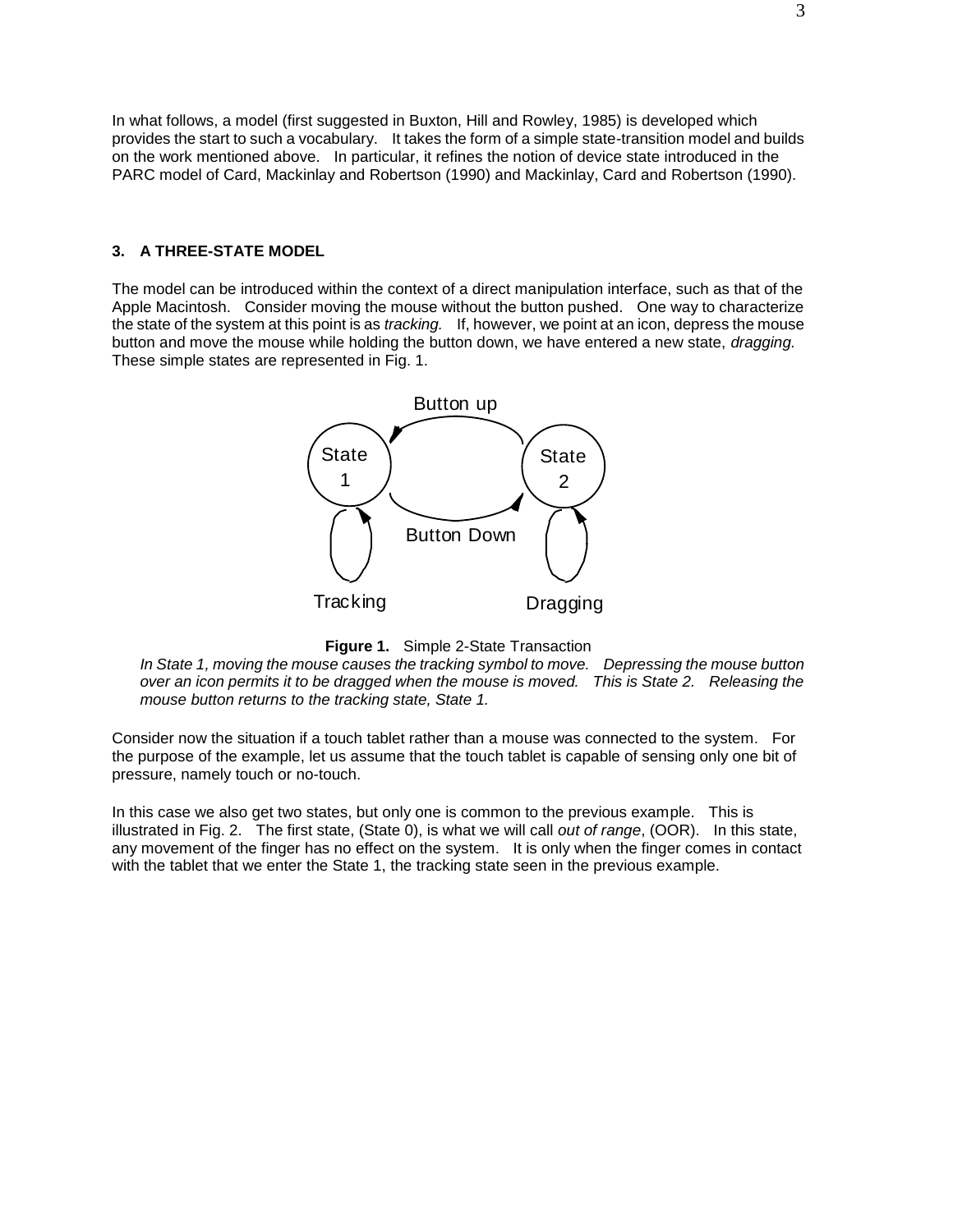In what follows, a model (first suggested in Buxton, Hill and Rowley, 1985) is developed which provides the start to such a vocabulary. It takes the form of a simple state-transition model and builds on the work mentioned above. In particular, it refines the notion of device state introduced in the PARC model of Card, Mackinlay and Robertson (1990) and Mackinlay, Card and Robertson (1990).

### 3. A THREE-STATE MODEL

The model can be introduced within the context of a direct manipulation interface, such as that of the Apple Macintosh. Consider moving the mouse without the button pushed. One way to characterize the state of the system at this point is as *tracking.* If, however, we point at an icon, depress the mouse button and move the mouse while holding the button down, we have entered a new state, *dragging.* These simple states are represented in Fig. 1.

Button up

State 1 — State 2

Button Down

Tracking — Dragging

**Figure 1.** Simple 2-State Transaction
*In State 1, moving the mouse causes the tracking symbol to move. Depressing the mouse button over an icon permits it to be dragged when the mouse is moved. This is State 2. Releasing the mouse button returns to the tracking state, State 1.*

Consider now the situation if a touch tablet rather than a mouse was connected to the system. For the purpose of the example, let us assume that the touch tablet is capable of sensing only one bit of pressure, namely touch or no-touch.

In this case we also get two states, but only one is common to the previous example. This is illustrated in Fig. 2. The first state, (State 0), is what we will call *out of range*, (OOR). In this state, any movement of the finger has no effect on the system. It is only when the finger comes in contact with the tablet that we enter the State 1, the tracking state seen in the previous example.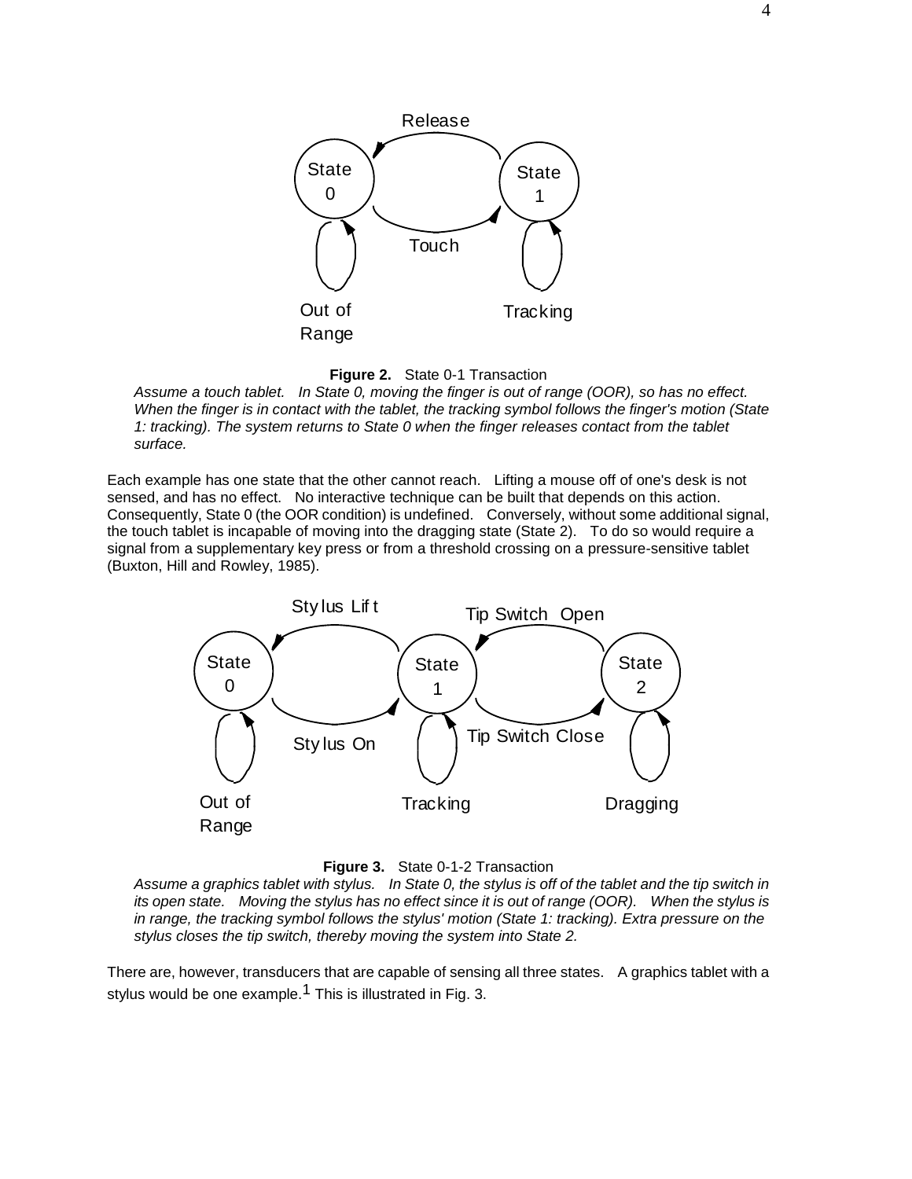**Figure 2.** State 0-1 Transaction

*Assume a touch tablet. In State 0, moving the finger is out of range (OOR), so has no effect. When the finger is in contact with the tablet, the tracking symbol follows the finger's motion (State 1: tracking). The system returns to State 0 when the finger releases contact from the tablet surface.*

Each example has one state that the other cannot reach. Lifting a mouse off of one's desk is not sensed, and has no effect. No interactive technique can be built that depends on this action. Consequently, State 0 (the OOR condition) is undefined. Conversely, without some additional signal, the touch tablet is incapable of moving into the dragging state (State 2). To do so would require a signal from a supplementary key press or from a threshold crossing on a pressure-sensitive tablet (Buxton, Hill and Rowley, 1985).

**Figure 3.** State 0-1-2 Transaction

*Assume a graphics tablet with stylus. In State 0, the stylus is off of the tablet and the tip switch in its open state. Moving the stylus has no effect since it is out of range (OOR). When the stylus is in range, the tracking symbol follows the stylus' motion (State 1: tracking). Extra pressure on the stylus closes the tip switch, thereby moving the system into State 2.*

There are, however, transducers that are capable of sensing all three states. A graphics tablet with a stylus would be one example.[1] This is illustrated in Fig. 3.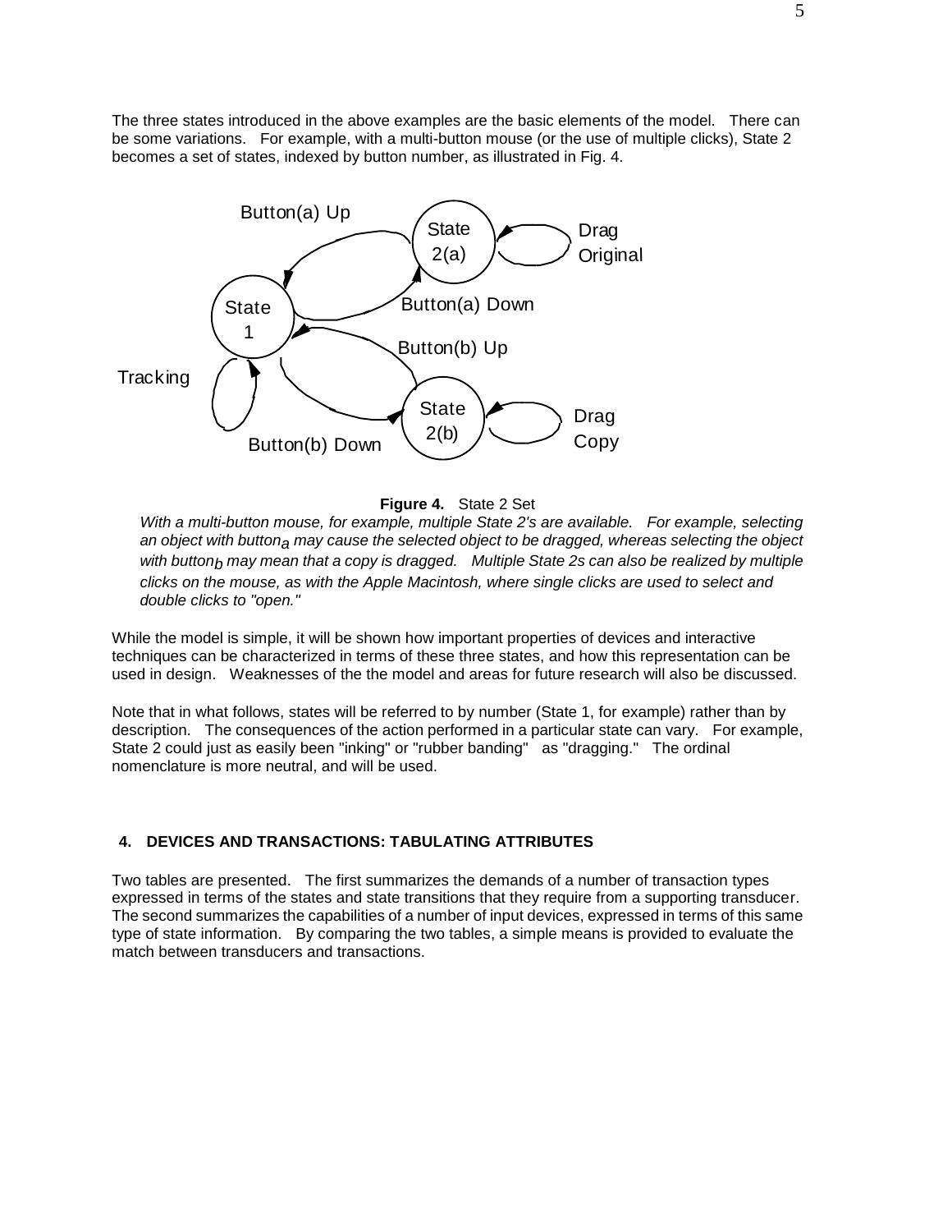The three states introduced in the above examples are the basic elements of the model. There can be some variations. For example, with a multi-button mouse (or the use of multiple clicks), State 2 becomes a set of states, indexed by button number, as illustrated in Fig. 4.

**Figure 4.** State 2 Set

*With a multi-button mouse, for example, multiple State 2's are available. For example, selecting an object with button$_a$ may cause the selected object to be dragged, whereas selecting the object with button$_b$ may mean that a copy is dragged. Multiple State 2s can also be realized by multiple clicks on the mouse, as with the Apple Macintosh, where single clicks are used to select and double clicks to "open."*

While the model is simple, it will be shown how important properties of devices and interactive techniques can be characterized in terms of these three states, and how this representation can be used in design. Weaknesses of the the model and areas for future research will also be discussed.

Note that in what follows, states will be referred to by number (State 1, for example) rather than by description. The consequences of the action performed in a particular state can vary. For example, State 2 could just as easily been "inking" or "rubber banding" as "dragging." The ordinal nomenclature is more neutral, and will be used.

## 4. DEVICES AND TRANSACTIONS: TABULATING ATTRIBUTES

Two tables are presented. The first summarizes the demands of a number of transaction types expressed in terms of the states and state transitions that they require from a supporting transducer. The second summarizes the capabilities of a number of input devices, expressed in terms of this same type of state information. By comparing the two tables, a simple means is provided to evaluate the match between transducers and transactions.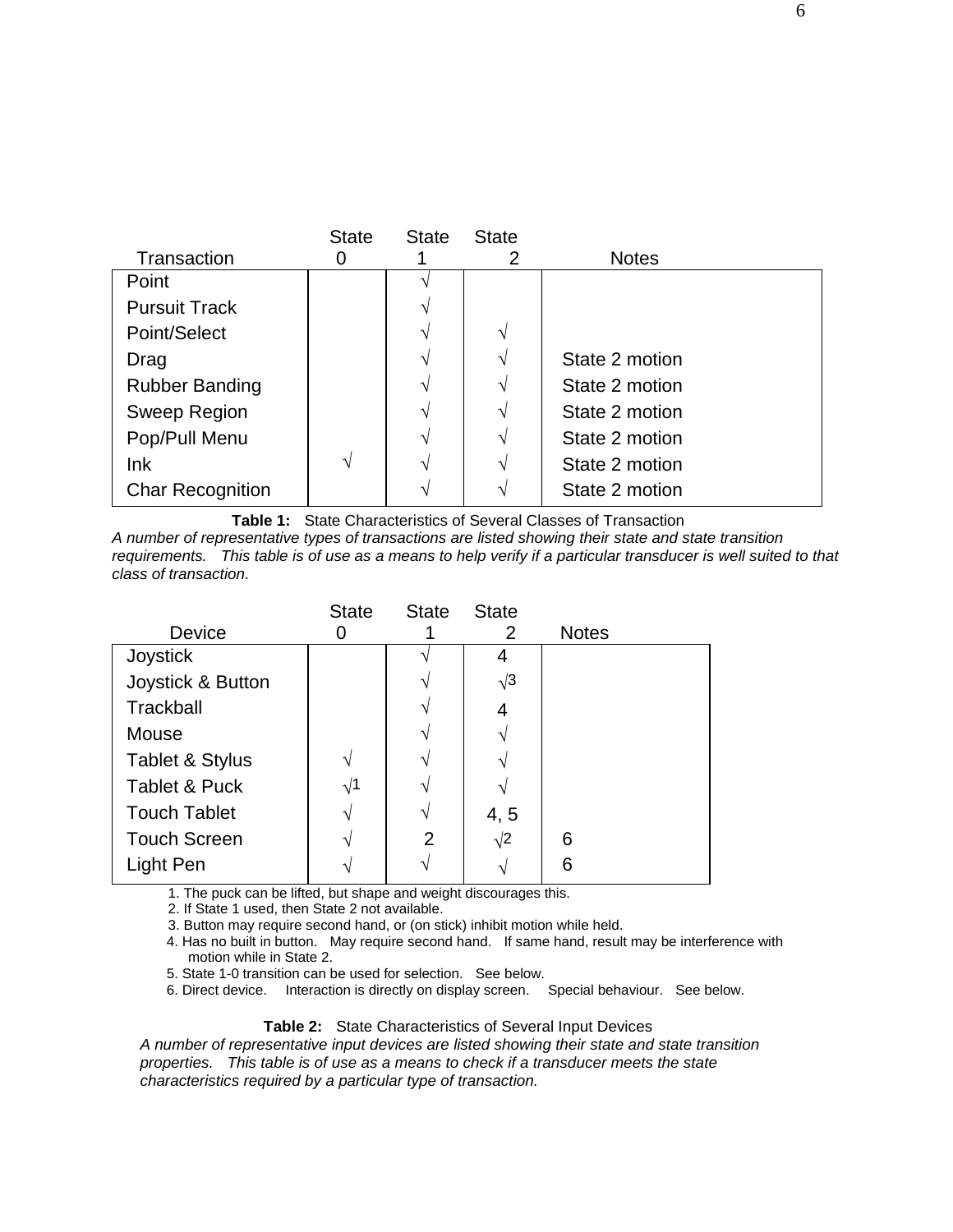| Transaction | State 0 | State 1 | State 2 | Notes |
|---|---|---|---|---|
| Point | | √ | | |
| Pursuit Track | | √ | | |
| Point/Select | | √ | √ | |
| Drag | | √ | √ | State 2 motion |
| Rubber Banding | | √ | √ | State 2 motion |
| Sweep Region | | √ | √ | State 2 motion |
| Pop/Pull Menu | | √ | √ | State 2 motion |
| Ink | √ | √ | √ | State 2 motion |
| Char Recognition | | √ | √ | State 2 motion |

**Table 1:** State Characteristics of Several Classes of Transaction
*A number of representative types of transactions are listed showing their state and state transition requirements. This table is of use as a means to help verify if a particular transducer is well suited to that class of transaction.*

| Device | State 0 | State 1 | State 2 | Notes |
|---|---|---|---|---|
| Joystick | | √ | 4 | |
| Joystick & Button | | √ | √3 | |
| Trackball | | √ | 4 | |
| Mouse | | √ | √ | |
| Tablet & Stylus | √ | √ | √ | |
| Tablet & Puck | √1 | √ | √ | |
| Touch Tablet | √ | √ | 4, 5 | |
| Touch Screen | √ | 2 | √2 | 6 |
| Light Pen | √ | √ | √ | 6 |

1. The puck can be lifted, but shape and weight discourages this.
2. If State 1 used, then State 2 not available.
3. Button may require second hand, or (on stick) inhibit motion while held.
4. Has no built in button. May require second hand. If same hand, result may be interference with motion while in State 2.
5. State 1-0 transition can be used for selection. See below.
6. Direct device. Interaction is directly on display screen. Special behaviour. See below.

**Table 2:** State Characteristics of Several Input Devices
*A number of representative input devices are listed showing their state and state transition properties. This table is of use as a means to check if a transducer meets the state characteristics required by a particular type of transaction.*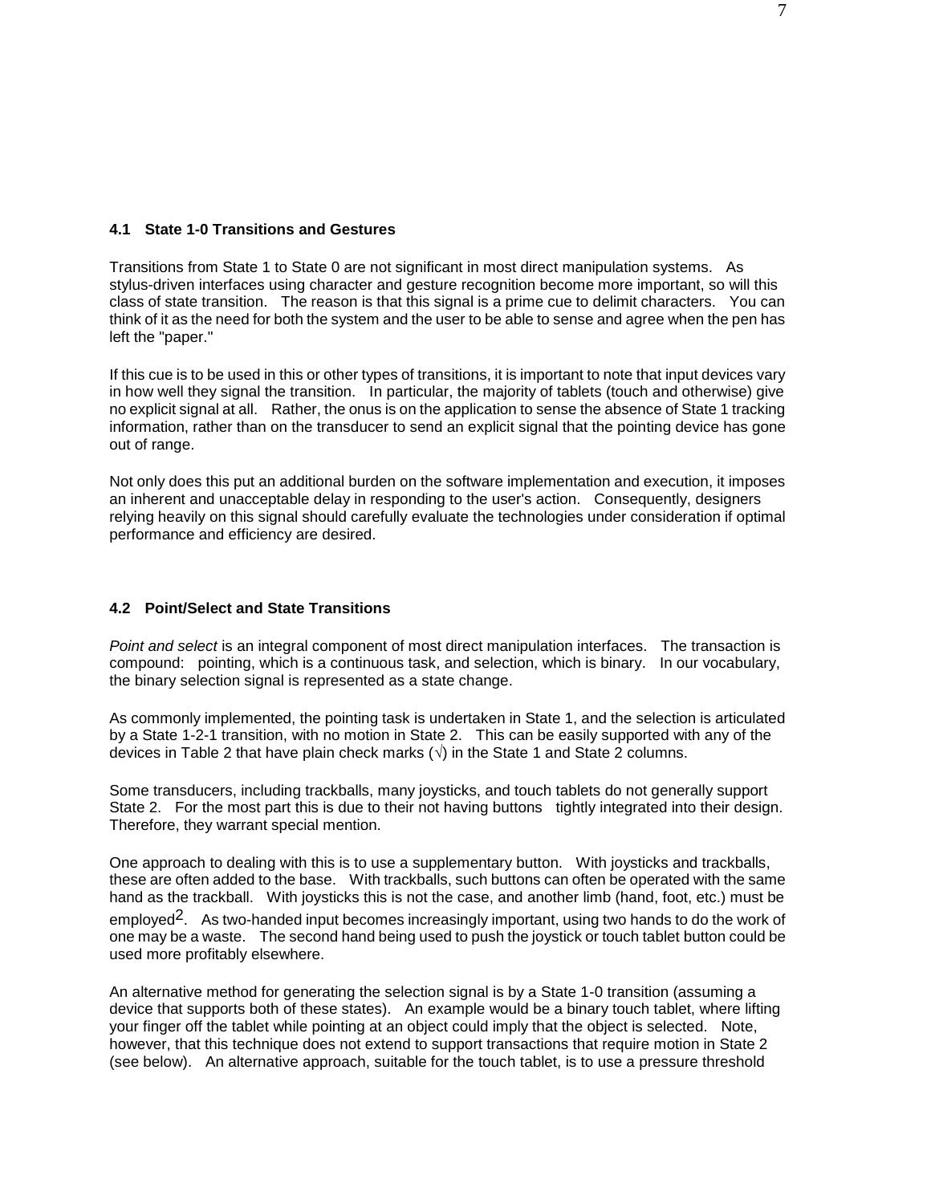### 4.1 State 1-0 Transitions and Gestures

Transitions from State 1 to State 0 are not significant in most direct manipulation systems. As stylus-driven interfaces using character and gesture recognition become more important, so will this class of state transition. The reason is that this signal is a prime cue to delimit characters. You can think of it as the need for both the system and the user to be able to sense and agree when the pen has left the "paper."

If this cue is to be used in this or other types of transitions, it is important to note that input devices vary in how well they signal the transition. In particular, the majority of tablets (touch and otherwise) give no explicit signal at all. Rather, the onus is on the application to sense the absence of State 1 tracking information, rather than on the transducer to send an explicit signal that the pointing device has gone out of range.

Not only does this put an additional burden on the software implementation and execution, it imposes an inherent and unacceptable delay in responding to the user's action. Consequently, designers relying heavily on this signal should carefully evaluate the technologies under consideration if optimal performance and efficiency are desired.

### 4.2 Point/Select and State Transitions

*Point and select* is an integral component of most direct manipulation interfaces. The transaction is compound: pointing, which is a continuous task, and selection, which is binary. In our vocabulary, the binary selection signal is represented as a state change.

As commonly implemented, the pointing task is undertaken in State 1, and the selection is articulated by a State 1-2-1 transition, with no motion in State 2. This can be easily supported with any of the devices in Table 2 that have plain check marks (√) in the State 1 and State 2 columns.

Some transducers, including trackballs, many joysticks, and touch tablets do not generally support State 2. For the most part this is due to their not having buttons tightly integrated into their design. Therefore, they warrant special mention.

One approach to dealing with this is to use a supplementary button. With joysticks and trackballs, these are often added to the base. With trackballs, such buttons can often be operated with the same hand as the trackball. With joysticks this is not the case, and another limb (hand, foot, etc.) must be employed[2]. As two-handed input becomes increasingly important, using two hands to do the work of one may be a waste. The second hand being used to push the joystick or touch tablet button could be used more profitably elsewhere.

An alternative method for generating the selection signal is by a State 1-0 transition (assuming a device that supports both of these states). An example would be a binary touch tablet, where lifting your finger off the tablet while pointing at an object could imply that the object is selected. Note, however, that this technique does not extend to support transactions that require motion in State 2 (see below). An alternative approach, suitable for the touch tablet, is to use a pressure threshold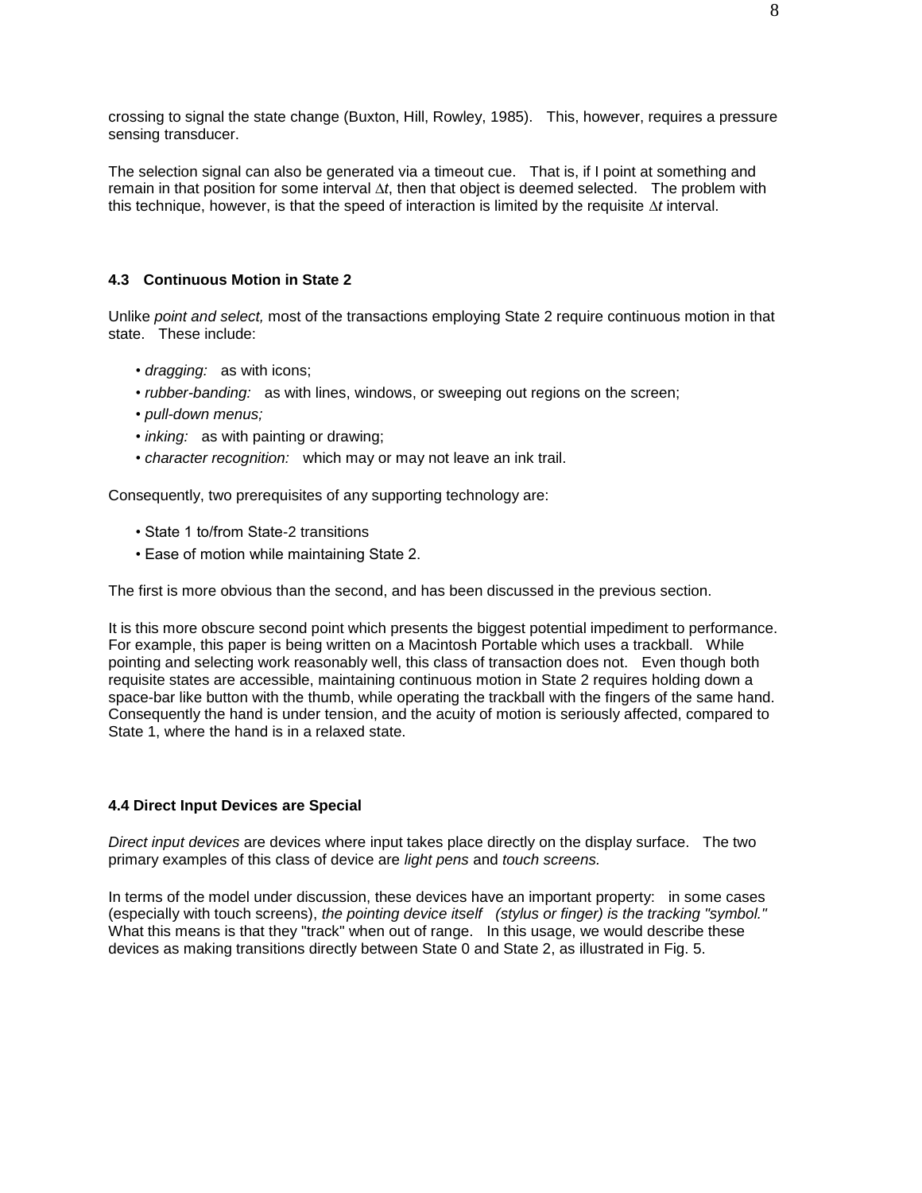crossing to signal the state change (Buxton, Hill, Rowley, 1985). This, however, requires a pressure sensing transducer.

The selection signal can also be generated via a timeout cue. That is, if I point at something and remain in that position for some interval $\Delta t$, then that object is deemed selected. The problem with this technique, however, is that the speed of interaction is limited by the requisite $\Delta t$ interval.

### 4.3 Continuous Motion in State 2

Unlike *point and select,* most of the transactions employing State 2 require continuous motion in that state. These include:

- *dragging:* as with icons;
- *rubber-banding:* as with lines, windows, or sweeping out regions on the screen;
- *pull-down menus;*
- *inking:* as with painting or drawing;
- *character recognition:* which may or may not leave an ink trail.

Consequently, two prerequisites of any supporting technology are:

- State 1 to/from State-2 transitions
- Ease of motion while maintaining State 2.

The first is more obvious than the second, and has been discussed in the previous section.

It is this more obscure second point which presents the biggest potential impediment to performance. For example, this paper is being written on a Macintosh Portable which uses a trackball. While pointing and selecting work reasonably well, this class of transaction does not. Even though both requisite states are accessible, maintaining continuous motion in State 2 requires holding down a space-bar like button with the thumb, while operating the trackball with the fingers of the same hand. Consequently the hand is under tension, and the acuity of motion is seriously affected, compared to State 1, where the hand is in a relaxed state.

### 4.4 Direct Input Devices are Special

*Direct input devices* are devices where input takes place directly on the display surface. The two primary examples of this class of device are *light pens* and *touch screens.*

In terms of the model under discussion, these devices have an important property: in some cases (especially with touch screens), *the pointing device itself (stylus or finger) is the tracking "symbol."* What this means is that they "track" when out of range. In this usage, we would describe these devices as making transitions directly between State 0 and State 2, as illustrated in Fig. 5.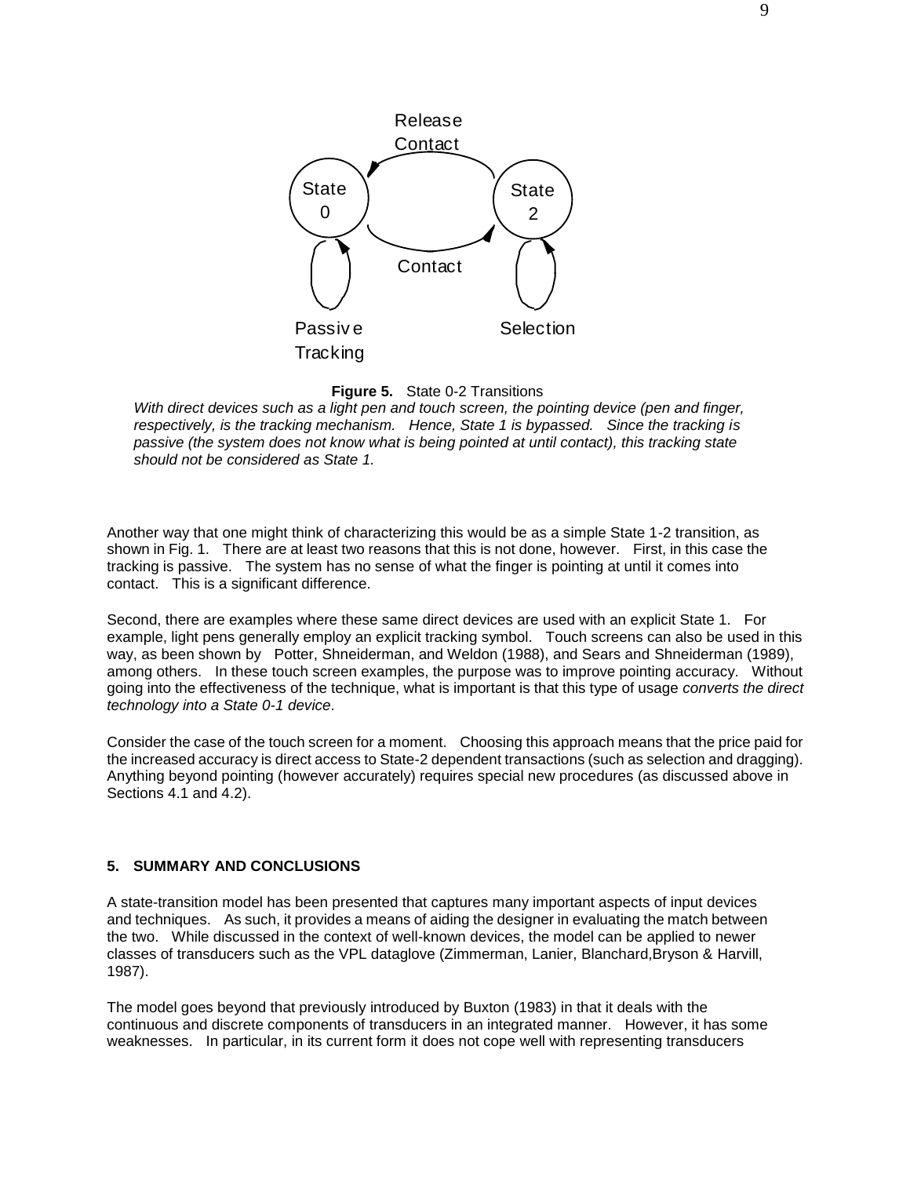**Figure 5.** State 0-2 Transitions

*With direct devices such as a light pen and touch screen, the pointing device (pen and finger, respectively, is the tracking mechanism. Hence, State 1 is bypassed. Since the tracking is passive (the system does not know what is being pointed at until contact), this tracking state should not be considered as State 1.*

Another way that one might think of characterizing this would be as a simple State 1-2 transition, as shown in Fig. 1. There are at least two reasons that this is not done, however. First, in this case the tracking is passive. The system has no sense of what the finger is pointing at until it comes into contact. This is a significant difference.

Second, there are examples where these same direct devices are used with an explicit State 1. For example, light pens generally employ an explicit tracking symbol. Touch screens can also be used in this way, as been shown by Potter, Shneiderman, and Weldon (1988), and Sears and Shneiderman (1989), among others. In these touch screen examples, the purpose was to improve pointing accuracy. Without going into the effectiveness of the technique, what is important is that this type of usage *converts the direct technology into a State 0-1 device*.

Consider the case of the touch screen for a moment. Choosing this approach means that the price paid for the increased accuracy is direct access to State-2 dependent transactions (such as selection and dragging). Anything beyond pointing (however accurately) requires special new procedures (as discussed above in Sections 4.1 and 4.2).

## 5. SUMMARY AND CONCLUSIONS

A state-transition model has been presented that captures many important aspects of input devices and techniques. As such, it provides a means of aiding the designer in evaluating the match between the two. While discussed in the context of well-known devices, the model can be applied to newer classes of transducers such as the VPL dataglove (Zimmerman, Lanier, Blanchard,Bryson & Harvill, 1987).

The model goes beyond that previously introduced by Buxton (1983) in that it deals with the continuous and discrete components of transducers in an integrated manner. However, it has some weaknesses. In particular, in its current form it does not cope well with representing transducers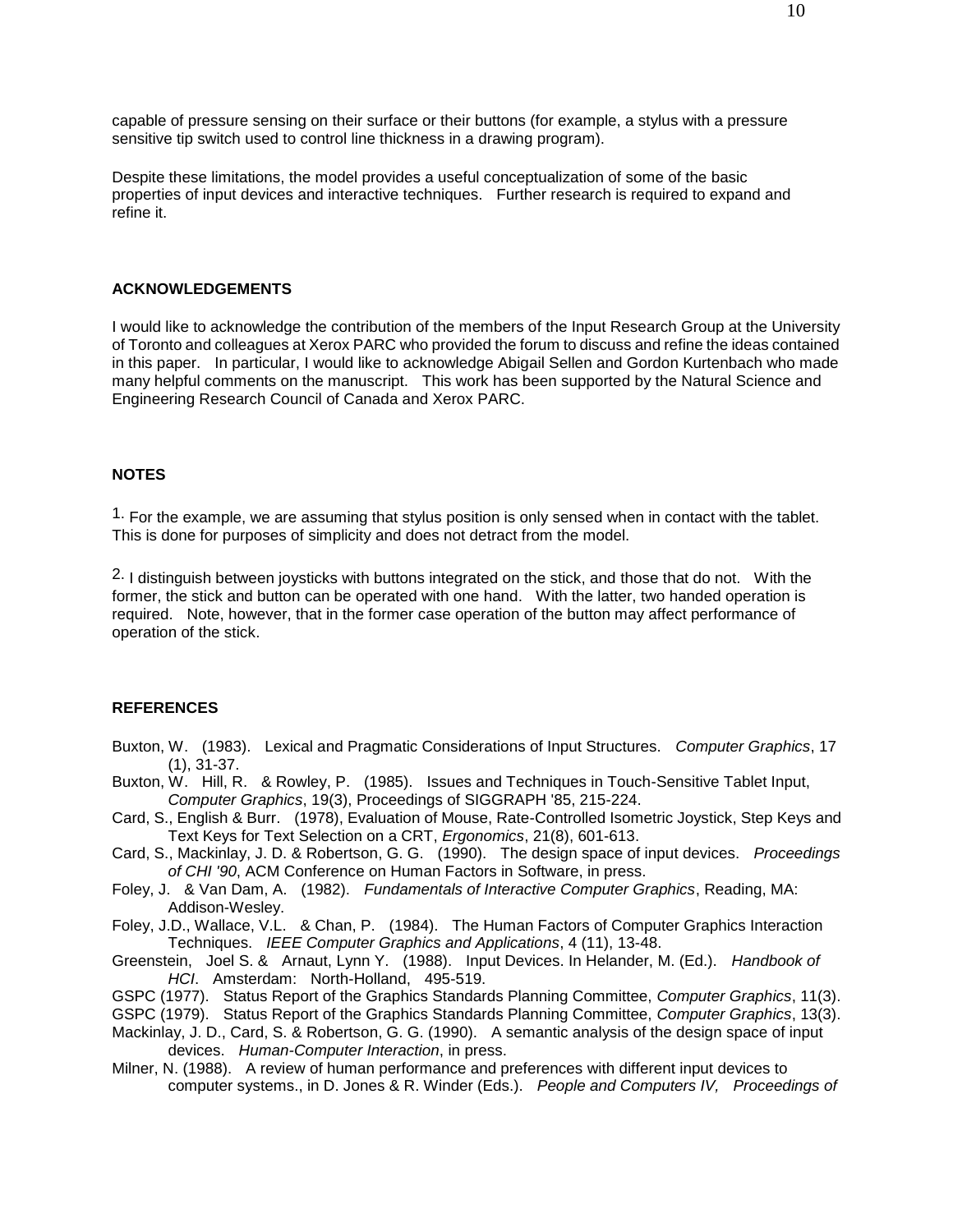capable of pressure sensing on their surface or their buttons (for example, a stylus with a pressure sensitive tip switch used to control line thickness in a drawing program).

Despite these limitations, the model provides a useful conceptualization of some of the basic properties of input devices and interactive techniques. Further research is required to expand and refine it.

## ACKNOWLEDGEMENTS

I would like to acknowledge the contribution of the members of the Input Research Group at the University of Toronto and colleagues at Xerox PARC who provided the forum to discuss and refine the ideas contained in this paper. In particular, I would like to acknowledge Abigail Sellen and Gordon Kurtenbach who made many helpful comments on the manuscript. This work has been supported by the Natural Science and Engineering Research Council of Canada and Xerox PARC.

## NOTES

1. For the example, we are assuming that stylus position is only sensed when in contact with the tablet. This is done for purposes of simplicity and does not detract from the model.

2. I distinguish between joysticks with buttons integrated on the stick, and those that do not. With the former, the stick and button can be operated with one hand. With the latter, two handed operation is required. Note, however, that in the former case operation of the button may affect performance of operation of the stick.

## REFERENCES

Buxton, W. (1983). Lexical and Pragmatic Considerations of Input Structures. *Computer Graphics*, 17 (1), 31-37.

Buxton, W. Hill, R. & Rowley, P. (1985). Issues and Techniques in Touch-Sensitive Tablet Input, *Computer Graphics*, 19(3), Proceedings of SIGGRAPH '85, 215-224.

Card, S., English & Burr. (1978), Evaluation of Mouse, Rate-Controlled Isometric Joystick, Step Keys and Text Keys for Text Selection on a CRT, *Ergonomics*, 21(8), 601-613.

Card, S., Mackinlay, J. D. & Robertson, G. G. (1990). The design space of input devices. *Proceedings of CHI '90*, ACM Conference on Human Factors in Software, in press.

Foley, J. & Van Dam, A. (1982). *Fundamentals of Interactive Computer Graphics*, Reading, MA: Addison-Wesley.

Foley, J.D., Wallace, V.L. & Chan, P. (1984). The Human Factors of Computer Graphics Interaction Techniques. *IEEE Computer Graphics and Applications*, 4 (11), 13-48.

Greenstein, Joel S. & Arnaut, Lynn Y. (1988). Input Devices. In Helander, M. (Ed.). *Handbook of HCI*. Amsterdam: North-Holland, 495-519.

GSPC (1977). Status Report of the Graphics Standards Planning Committee, *Computer Graphics*, 11(3).

GSPC (1979). Status Report of the Graphics Standards Planning Committee, *Computer Graphics*, 13(3).

Mackinlay, J. D., Card, S. & Robertson, G. G. (1990). A semantic analysis of the design space of input devices. *Human-Computer Interaction*, in press.

Milner, N. (1988). A review of human performance and preferences with different input devices to computer systems., in D. Jones & R. Winder (Eds.). *People and Computers IV, Proceedings of*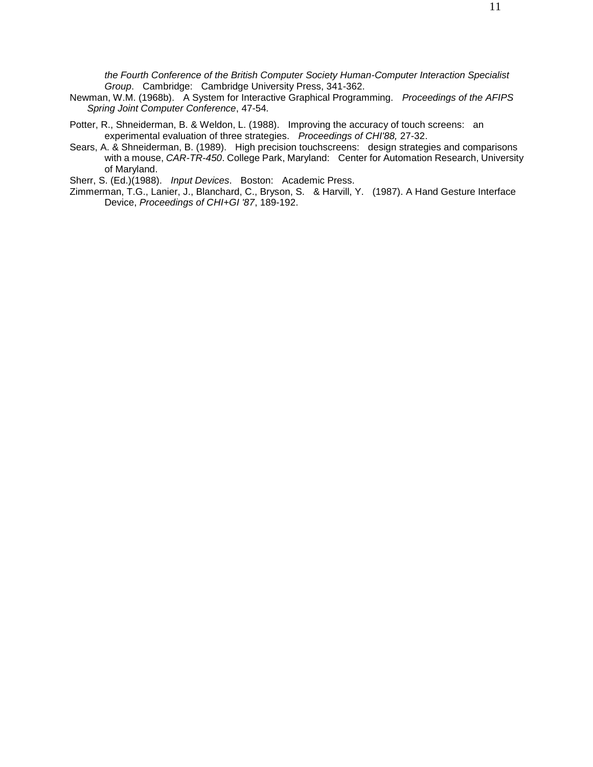*the Fourth Conference of the British Computer Society Human-Computer Interaction Specialist Group*. Cambridge: Cambridge University Press, 341-362.

Newman, W.M. (1968b). A System for Interactive Graphical Programming. *Proceedings of the AFIPS Spring Joint Computer Conference*, 47-54.

Potter, R., Shneiderman, B. & Weldon, L. (1988). Improving the accuracy of touch screens: an experimental evaluation of three strategies. *Proceedings of CHI'88,* 27-32.

Sears, A. & Shneiderman, B. (1989). High precision touchscreens: design strategies and comparisons with a mouse, *CAR-TR-450*. College Park, Maryland: Center for Automation Research, University of Maryland.

Sherr, S. (Ed.)(1988). *Input Devices*. Boston: Academic Press.

Zimmerman, T.G., Lanier, J., Blanchard, C., Bryson, S. & Harvill, Y. (1987). A Hand Gesture Interface Device, *Proceedings of CHI+GI '87*, 189-192.